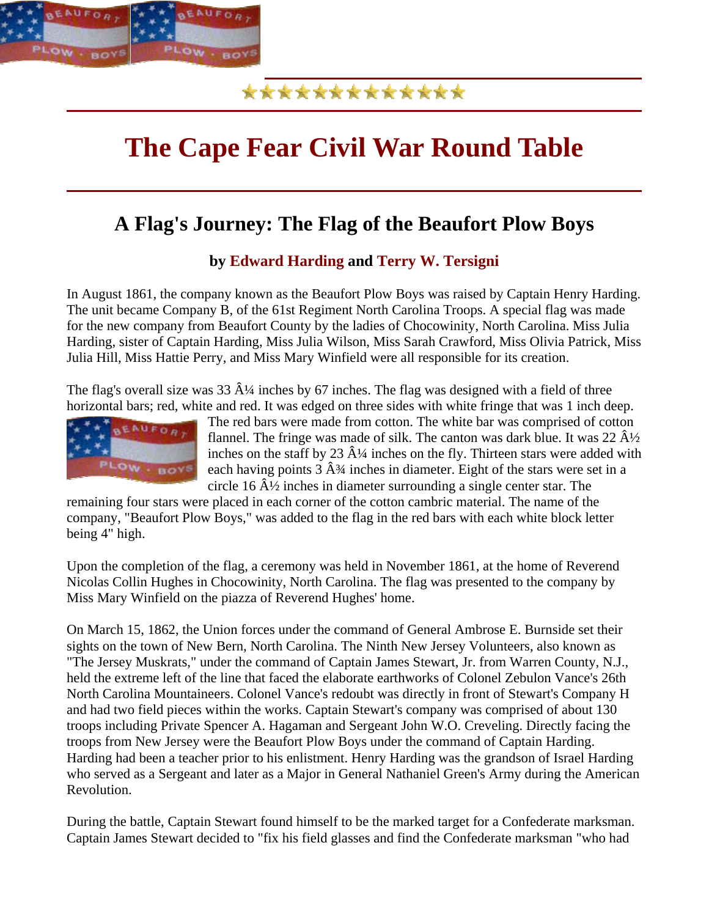# The Cape Fear Civil War Round Table

## A Flag's Journey: The Flag of the Beaufort Plow Boys

### by Edward Harding and Terry W. Tersigni

In August 1861, the company known as the Beaufort Plow Boys was raised by Captain Henry Harding. The unit became Company B, of the 61st Regiment North Carolina Troops. A special flag was made for the new company from Beaufort County by the ladies of Chocowinity, North Carolina. Miss Julia Harding, sister of Captain Harding, Miss Julia Wilson, Miss Sarah Crawford, Miss Olivia Patrick, Miss Julia Hill, Miss Hattie Perry, and Miss Mary Winfield were all responsible for its creation.

The flag's overall size was 33 Â¼ inches by 67 inches. The flag was designed with a field of three horizontal bars; red, white and red. It was edged on three sides with white fringe that was 1 inch deep. The red bars were made from cotton. The white bar was comprised of cotton flannel. The fringe was made of silk. The canton was dark blue. It was 22 Â½ inches on the staff by 23 Â¼ inches on the fly. Thirteen stars were added with each having points 3 Â¾ inches in diameter. Eight of the stars were set in a circle 16 Â½ inches in diameter surrounding a single center star. The remaining four stars were placed in each corner of the cotton cambric material. The name of the company, "Beaufort Plow Boys," was added to the flag in the red bars with each white block letter being 4" high.

Upon the completion of the flag, a ceremony was held in November 1861, at the home of Reverend Nicolas Collin Hughes in Chocowinity, North Carolina. The flag was presented to the company by Miss Mary Winfield on the piazza of Reverend Hughes' home.

On March 15, 1862, the Union forces under the command of General Ambrose E. Burnside set their sights on the town of New Bern, North Carolina. The Ninth New Jersey Volunteers, also known as "The Jersey Muskrats," under the command of Captain James Stewart, Jr. from Warren County, N.J., held the extreme left of the line that faced the elaborate earthworks of Colonel Zebulon Vance's 26th North Carolina Mountaineers. Colonel Vance's redoubt was directly in front of Stewart's Company H and had two field pieces within the works. Captain Stewart's company was comprised of about 130 troops including Private Spencer A. Hagaman and Sergeant John W.O. Creveling. Directly facing the troops from New Jersey were the Beaufort Plow Boys under the command of Captain Harding. Harding had been a teacher prior to his enlistment. Henry Harding was the grandson of Israel Harding who served as a Sergeant and later as a Major in General Nathaniel Green's Army during the American Revolution.

During the battle, Captain Stewart found himself to be the marked target for a Confederate marksman. Captain James Stewart decided to "fix his field glasses and find the Confederate marksman "who had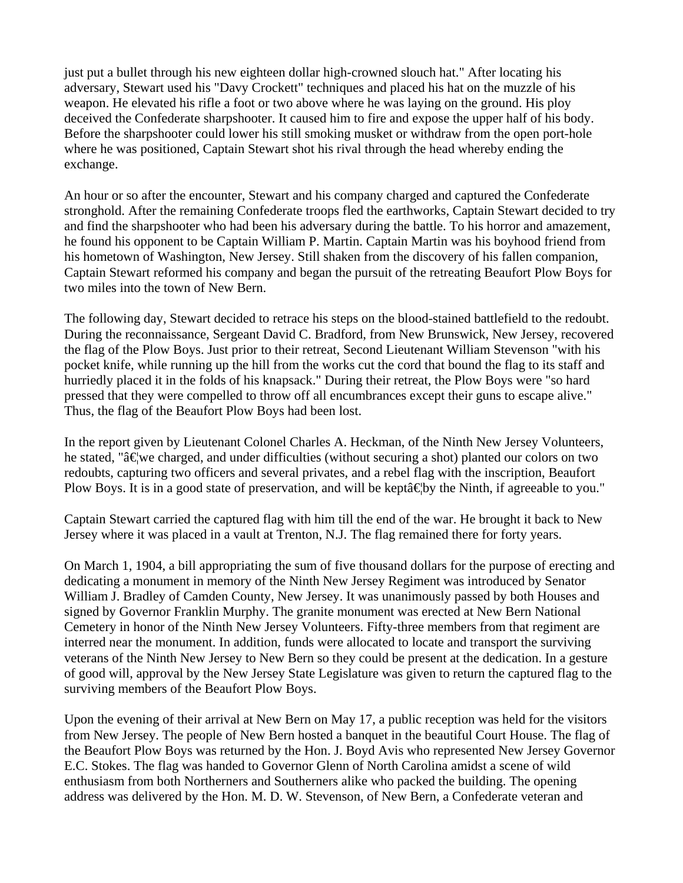just put a bullet through his new eighteen dollar high-crowned slouch hat." After locating his adversary, Stewart used his "Davy Crockett" techniques and placed his hat on the muzzle of his weapon. He elevated his rifle a foot or two above where he was laying on the ground. His ploy deceived the Confederate sharpshooter. It caused him to fire and expose the upper half of his body. Before the sharpshooter could lower his still smoking musket or withdraw from the open port-hole where he was positioned, Captain Stewart shot his rival through the head whereby ending the exchange.

An hour or so after the encounter, Stewart and his company charged and captured the Confederate stronghold. After the remaining Confederate troops fled the earthworks, Captain Stewart decided to try and find the sharpshooter who had been his adversary during the battle. To his horror and amazement, he found his opponent to be Captain William P. Martin. Captain Martin was his boyhood friend from his hometown of Washington, New Jersey. Still shaken from the discovery of his fallen companion, Captain Stewart reformed his company and began the pursuit of the retreating Beaufort Plow Boys for two miles into the town of New Bern.

The following day, Stewart decided to retrace his steps on the blood-stained battlefield to the redoubt. During the reconnaissance, Sergeant David C. Bradford, from New Brunswick, New Jersey, recovered the flag of the Plow Boys. Just prior to their retreat, Second Lieutenant William Stevenson "with his pocket knife, while running up the hill from the works cut the cord that bound the flag to its staff and hurriedly placed it in the folds of his knapsack." During their retreat, the Plow Boys were "so hard pressed that they were compelled to throw off all encumbrances except their guns to escape alive." Thus, the flag of the Beaufort Plow Boys had been lost.

In the report given by Lieutenant Colonel Charles A. Heckman, of the Ninth New Jersey Volunteers, he stated, "â€¦we charged, and under difficulties (without securing a shot) planted our colors on two redoubts, capturing two officers and several privates, and a rebel flag with the inscription, Beaufort Plow Boys. It is in a good state of preservation, and will be keptâ€¦by the Ninth, if agreeable to you."

Captain Stewart carried the captured flag with him till the end of the war. He brought it back to New Jersey where it was placed in a vault at Trenton, N.J. The flag remained there for forty years.

On March 1, 1904, a bill appropriating the sum of five thousand dollars for the purpose of erecting and dedicating a monument in memory of the Ninth New Jersey Regiment was introduced by Senator William J. Bradley of Camden County, New Jersey. It was unanimously passed by both Houses and signed by Governor Franklin Murphy. The granite monument was erected at New Bern National Cemetery in honor of the Ninth New Jersey Volunteers. Fifty-three members from that regiment are interred near the monument. In addition, funds were allocated to locate and transport the surviving veterans of the Ninth New Jersey to New Bern so they could be present at the dedication. In a gesture of good will, approval by the New Jersey State Legislature was given to return the captured flag to the surviving members of the Beaufort Plow Boys.

Upon the evening of their arrival at New Bern on May 17, a public reception was held for the visitors from New Jersey. The people of New Bern hosted a banquet in the beautiful Court House. The flag of the Beaufort Plow Boys was returned by the Hon. J. Boyd Avis who represented New Jersey Governor E.C. Stokes. The flag was handed to Governor Glenn of North Carolina amidst a scene of wild enthusiasm from both Northerners and Southerners alike who packed the building. The opening address was delivered by the Hon. M. D. W. Stevenson, of New Bern, a Confederate veteran and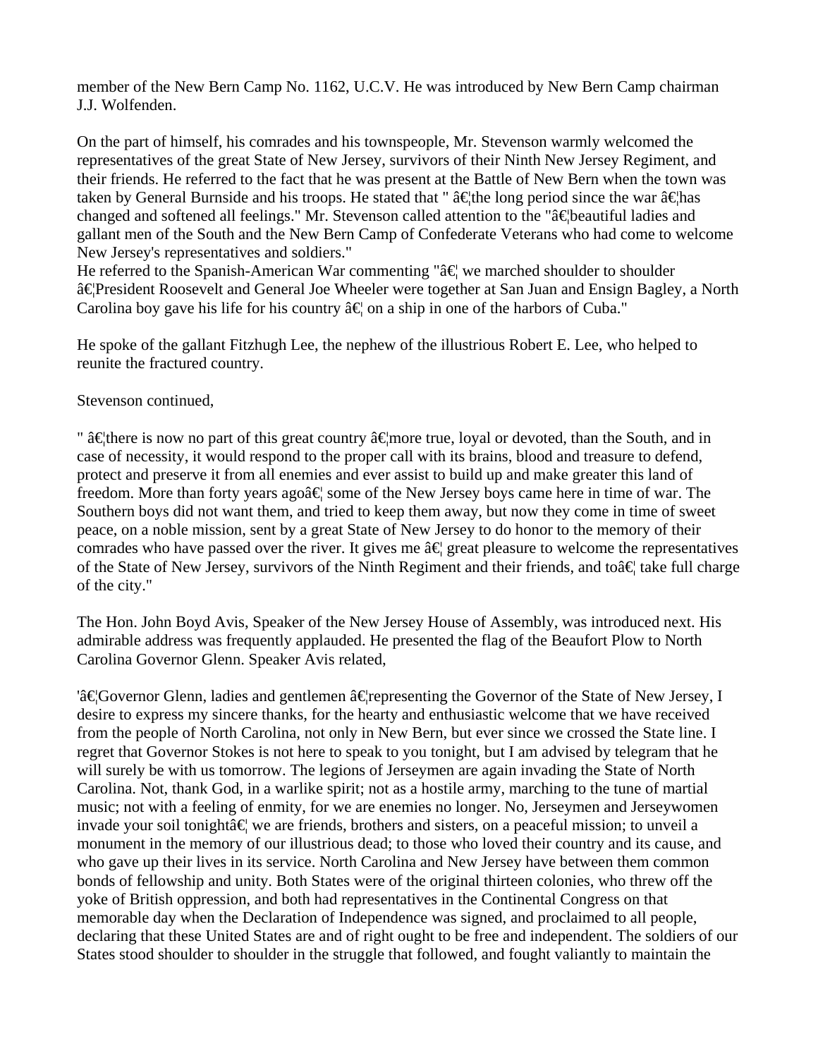member of the New Bern Camp No. 1162, U.C.V. He was introduced by New Bern Camp chairman J.J. Wolfenden.

On the part of himself, his comrades and his townspeople, Mr. Stevenson warmly welcomed the representatives of the great State of New Jersey, survivors of their Ninth New Jersey Regiment, and their friends. He referred to the fact that he was present at the Battle of New Bern when the town was taken by General Burnside and his troops. He stated that " â€¦the long period since the war â€¦has changed and softened all feelings." Mr. Stevenson called attention to the "â€¦beautiful ladies and gallant men of the South and the New Bern Camp of Confederate Veterans who had come to welcome New Jersey's representatives and soldiers."
He referred to the Spanish-American War commenting "â€¦ we marched shoulder to shoulder â€¦President Roosevelt and General Joe Wheeler were together at San Juan and Ensign Bagley, a North Carolina boy gave his life for his country â€¦ on a ship in one of the harbors of Cuba."

He spoke of the gallant Fitzhugh Lee, the nephew of the illustrious Robert E. Lee, who helped to reunite the fractured country.

Stevenson continued,

" â€¦there is now no part of this great country â€¦more true, loyal or devoted, than the South, and in case of necessity, it would respond to the proper call with its brains, blood and treasure to defend, protect and preserve it from all enemies and ever assist to build up and make greater this land of freedom. More than forty years agoâ€¦ some of the New Jersey boys came here in time of war. The Southern boys did not want them, and tried to keep them away, but now they come in time of sweet peace, on a noble mission, sent by a great State of New Jersey to do honor to the memory of their comrades who have passed over the river. It gives me â€¦ great pleasure to welcome the representatives of the State of New Jersey, survivors of the Ninth Regiment and their friends, and toâ€¦ take full charge of the city."

The Hon. John Boyd Avis, Speaker of the New Jersey House of Assembly, was introduced next. His admirable address was frequently applauded. He presented the flag of the Beaufort Plow to North Carolina Governor Glenn. Speaker Avis related,

'â€¦Governor Glenn, ladies and gentlemen â€¦representing the Governor of the State of New Jersey, I desire to express my sincere thanks, for the hearty and enthusiastic welcome that we have received from the people of North Carolina, not only in New Bern, but ever since we crossed the State line. I regret that Governor Stokes is not here to speak to you tonight, but I am advised by telegram that he will surely be with us tomorrow. The legions of Jerseymen are again invading the State of North Carolina. Not, thank God, in a warlike spirit; not as a hostile army, marching to the tune of martial music; not with a feeling of enmity, for we are enemies no longer. No, Jerseymen and Jerseywomen invade your soil tonightâ€¦ we are friends, brothers and sisters, on a peaceful mission; to unveil a monument in the memory of our illustrious dead; to those who loved their country and its cause, and who gave up their lives in its service. North Carolina and New Jersey have between them common bonds of fellowship and unity. Both States were of the original thirteen colonies, who threw off the yoke of British oppression, and both had representatives in the Continental Congress on that memorable day when the Declaration of Independence was signed, and proclaimed to all people, declaring that these United States are and of right ought to be free and independent. The soldiers of our States stood shoulder to shoulder in the struggle that followed, and fought valiantly to maintain the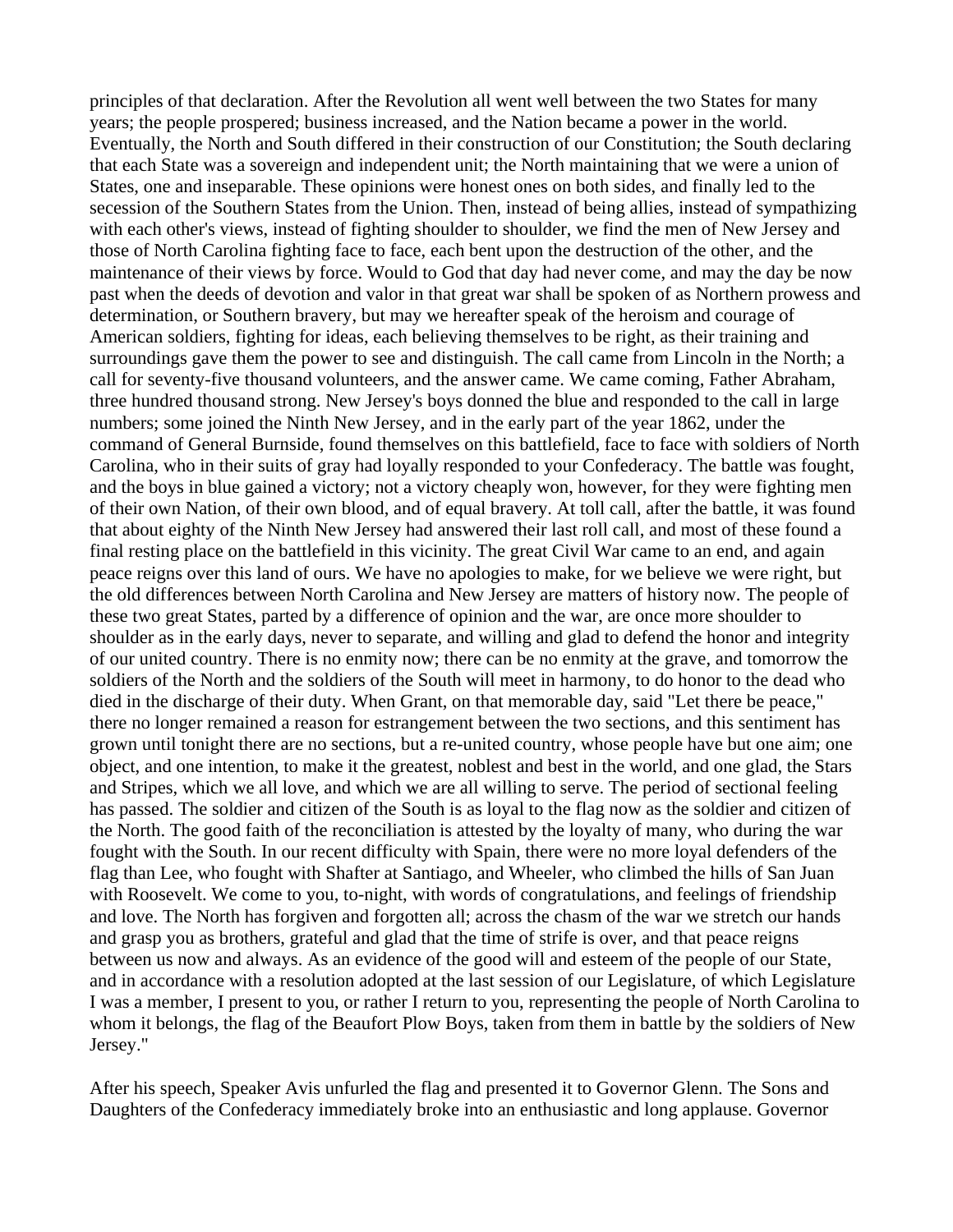principles of that declaration. After the Revolution all went well between the two States for many years; the people prospered; business increased, and the Nation became a power in the world. Eventually, the North and South differed in their construction of our Constitution; the South declaring that each State was a sovereign and independent unit; the North maintaining that we were a union of States, one and inseparable. These opinions were honest ones on both sides, and finally led to the secession of the Southern States from the Union. Then, instead of being allies, instead of sympathizing with each other's views, instead of fighting shoulder to shoulder, we find the men of New Jersey and those of North Carolina fighting face to face, each bent upon the destruction of the other, and the maintenance of their views by force. Would to God that day had never come, and may the day be now past when the deeds of devotion and valor in that great war shall be spoken of as Northern prowess and determination, or Southern bravery, but may we hereafter speak of the heroism and courage of American soldiers, fighting for ideas, each believing themselves to be right, as their training and surroundings gave them the power to see and distinguish. The call came from Lincoln in the North; a call for seventy-five thousand volunteers, and the answer came. We came coming, Father Abraham, three hundred thousand strong. New Jersey's boys donned the blue and responded to the call in large numbers; some joined the Ninth New Jersey, and in the early part of the year 1862, under the command of General Burnside, found themselves on this battlefield, face to face with soldiers of North Carolina, who in their suits of gray had loyally responded to your Confederacy. The battle was fought, and the boys in blue gained a victory; not a victory cheaply won, however, for they were fighting men of their own Nation, of their own blood, and of equal bravery. At toll call, after the battle, it was found that about eighty of the Ninth New Jersey had answered their last roll call, and most of these found a final resting place on the battlefield in this vicinity. The great Civil War came to an end, and again peace reigns over this land of ours. We have no apologies to make, for we believe we were right, but the old differences between North Carolina and New Jersey are matters of history now. The people of these two great States, parted by a difference of opinion and the war, are once more shoulder to shoulder as in the early days, never to separate, and willing and glad to defend the honor and integrity of our united country. There is no enmity now; there can be no enmity at the grave, and tomorrow the soldiers of the North and the soldiers of the South will meet in harmony, to do honor to the dead who died in the discharge of their duty. When Grant, on that memorable day, said "Let there be peace," there no longer remained a reason for estrangement between the two sections, and this sentiment has grown until tonight there are no sections, but a re-united country, whose people have but one aim; one object, and one intention, to make it the greatest, noblest and best in the world, and one glad, the Stars and Stripes, which we all love, and which we are all willing to serve. The period of sectional feeling has passed. The soldier and citizen of the South is as loyal to the flag now as the soldier and citizen of the North. The good faith of the reconciliation is attested by the loyalty of many, who during the war fought with the South. In our recent difficulty with Spain, there were no more loyal defenders of the flag than Lee, who fought with Shafter at Santiago, and Wheeler, who climbed the hills of San Juan with Roosevelt. We come to you, to-night, with words of congratulations, and feelings of friendship and love. The North has forgiven and forgotten all; across the chasm of the war we stretch our hands and grasp you as brothers, grateful and glad that the time of strife is over, and that peace reigns between us now and always. As an evidence of the good will and esteem of the people of our State, and in accordance with a resolution adopted at the last session of our Legislature, of which Legislature I was a member, I present to you, or rather I return to you, representing the people of North Carolina to whom it belongs, the flag of the Beaufort Plow Boys, taken from them in battle by the soldiers of New Jersey."

After his speech, Speaker Avis unfurled the flag and presented it to Governor Glenn. The Sons and Daughters of the Confederacy immediately broke into an enthusiastic and long applause. Governor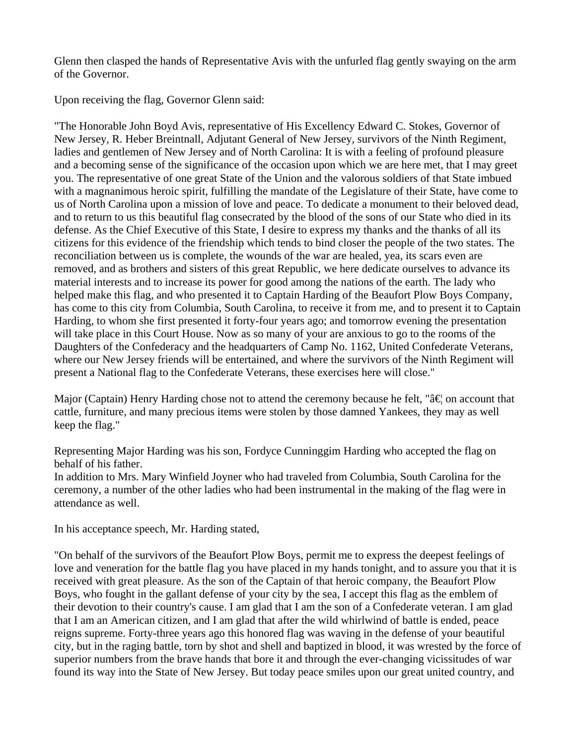Glenn then clasped the hands of Representative Avis with the unfurled flag gently swaying on the arm of the Governor.

Upon receiving the flag, Governor Glenn said:

"The Honorable John Boyd Avis, representative of His Excellency Edward C. Stokes, Governor of New Jersey, R. Heber Breintnall, Adjutant General of New Jersey, survivors of the Ninth Regiment, ladies and gentlemen of New Jersey and of North Carolina: It is with a feeling of profound pleasure and a becoming sense of the significance of the occasion upon which we are here met, that I may greet you. The representative of one great State of the Union and the valorous soldiers of that State imbued with a magnanimous heroic spirit, fulfilling the mandate of the Legislature of their State, have come to us of North Carolina upon a mission of love and peace. To dedicate a monument to their beloved dead, and to return to us this beautiful flag consecrated by the blood of the sons of our State who died in its defense. As the Chief Executive of this State, I desire to express my thanks and the thanks of all its citizens for this evidence of the friendship which tends to bind closer the people of the two states. The reconciliation between us is complete, the wounds of the war are healed, yea, its scars even are removed, and as brothers and sisters of this great Republic, we here dedicate ourselves to advance its material interests and to increase its power for good among the nations of the earth. The lady who helped make this flag, and who presented it to Captain Harding of the Beaufort Plow Boys Company, has come to this city from Columbia, South Carolina, to receive it from me, and to present it to Captain Harding, to whom she first presented it forty-four years ago; and tomorrow evening the presentation will take place in this Court House. Now as so many of your are anxious to go to the rooms of the Daughters of the Confederacy and the headquarters of Camp No. 1162, United Confederate Veterans, where our New Jersey friends will be entertained, and where the survivors of the Ninth Regiment will present a National flag to the Confederate Veterans, these exercises here will close."

Major (Captain) Henry Harding chose not to attend the ceremony because he felt, "â€¦ on account that cattle, furniture, and many precious items were stolen by those damned Yankees, they may as well keep the flag."

Representing Major Harding was his son, Fordyce Cunninggim Harding who accepted the flag on behalf of his father.
In addition to Mrs. Mary Winfield Joyner who had traveled from Columbia, South Carolina for the ceremony, a number of the other ladies who had been instrumental in the making of the flag were in attendance as well.

In his acceptance speech, Mr. Harding stated,

"On behalf of the survivors of the Beaufort Plow Boys, permit me to express the deepest feelings of love and veneration for the battle flag you have placed in my hands tonight, and to assure you that it is received with great pleasure. As the son of the Captain of that heroic company, the Beaufort Plow Boys, who fought in the gallant defense of your city by the sea, I accept this flag as the emblem of their devotion to their country's cause. I am glad that I am the son of a Confederate veteran. I am glad that I am an American citizen, and I am glad that after the wild whirlwind of battle is ended, peace reigns supreme. Forty-three years ago this honored flag was waving in the defense of your beautiful city, but in the raging battle, torn by shot and shell and baptized in blood, it was wrested by the force of superior numbers from the brave hands that bore it and through the ever-changing vicissitudes of war found its way into the State of New Jersey. But today peace smiles upon our great united country, and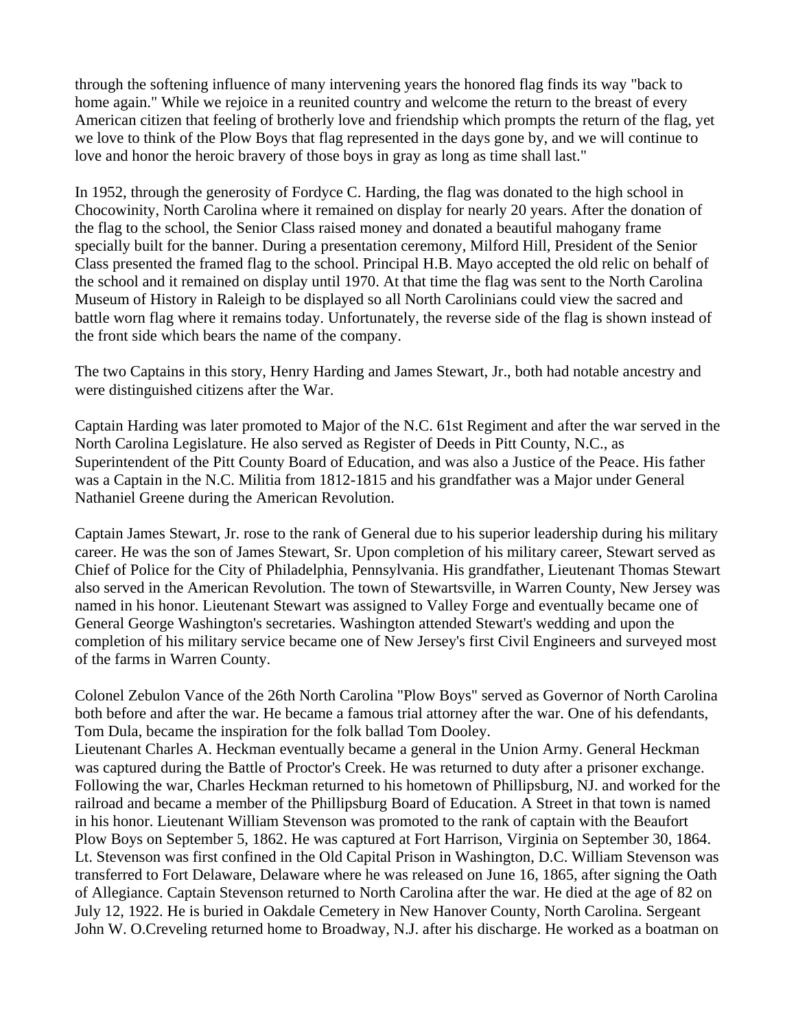through the softening influence of many intervening years the honored flag finds its way "back to home again." While we rejoice in a reunited country and welcome the return to the breast of every American citizen that feeling of brotherly love and friendship which prompts the return of the flag, yet we love to think of the Plow Boys that flag represented in the days gone by, and we will continue to love and honor the heroic bravery of those boys in gray as long as time shall last."

In 1952, through the generosity of Fordyce C. Harding, the flag was donated to the high school in Chocowinity, North Carolina where it remained on display for nearly 20 years. After the donation of the flag to the school, the Senior Class raised money and donated a beautiful mahogany frame specially built for the banner. During a presentation ceremony, Milford Hill, President of the Senior Class presented the framed flag to the school. Principal H.B. Mayo accepted the old relic on behalf of the school and it remained on display until 1970. At that time the flag was sent to the North Carolina Museum of History in Raleigh to be displayed so all North Carolinians could view the sacred and battle worn flag where it remains today. Unfortunately, the reverse side of the flag is shown instead of the front side which bears the name of the company.

The two Captains in this story, Henry Harding and James Stewart, Jr., both had notable ancestry and were distinguished citizens after the War.

Captain Harding was later promoted to Major of the N.C. 61st Regiment and after the war served in the North Carolina Legislature. He also served as Register of Deeds in Pitt County, N.C., as Superintendent of the Pitt County Board of Education, and was also a Justice of the Peace. His father was a Captain in the N.C. Militia from 1812-1815 and his grandfather was a Major under General Nathaniel Greene during the American Revolution.

Captain James Stewart, Jr. rose to the rank of General due to his superior leadership during his military career. He was the son of James Stewart, Sr. Upon completion of his military career, Stewart served as Chief of Police for the City of Philadelphia, Pennsylvania. His grandfather, Lieutenant Thomas Stewart also served in the American Revolution. The town of Stewartsville, in Warren County, New Jersey was named in his honor. Lieutenant Stewart was assigned to Valley Forge and eventually became one of General George Washington's secretaries. Washington attended Stewart's wedding and upon the completion of his military service became one of New Jersey's first Civil Engineers and surveyed most of the farms in Warren County.

Colonel Zebulon Vance of the 26th North Carolina "Plow Boys" served as Governor of North Carolina both before and after the war. He became a famous trial attorney after the war. One of his defendants, Tom Dula, became the inspiration for the folk ballad Tom Dooley.
Lieutenant Charles A. Heckman eventually became a general in the Union Army. General Heckman was captured during the Battle of Proctor's Creek. He was returned to duty after a prisoner exchange. Following the war, Charles Heckman returned to his hometown of Phillipsburg, NJ. and worked for the railroad and became a member of the Phillipsburg Board of Education. A Street in that town is named in his honor. Lieutenant William Stevenson was promoted to the rank of captain with the Beaufort Plow Boys on September 5, 1862. He was captured at Fort Harrison, Virginia on September 30, 1864. Lt. Stevenson was first confined in the Old Capital Prison in Washington, D.C. William Stevenson was transferred to Fort Delaware, Delaware where he was released on June 16, 1865, after signing the Oath of Allegiance. Captain Stevenson returned to North Carolina after the war. He died at the age of 82 on July 12, 1922. He is buried in Oakdale Cemetery in New Hanover County, North Carolina. Sergeant John W. O.Creveling returned home to Broadway, N.J. after his discharge. He worked as a boatman on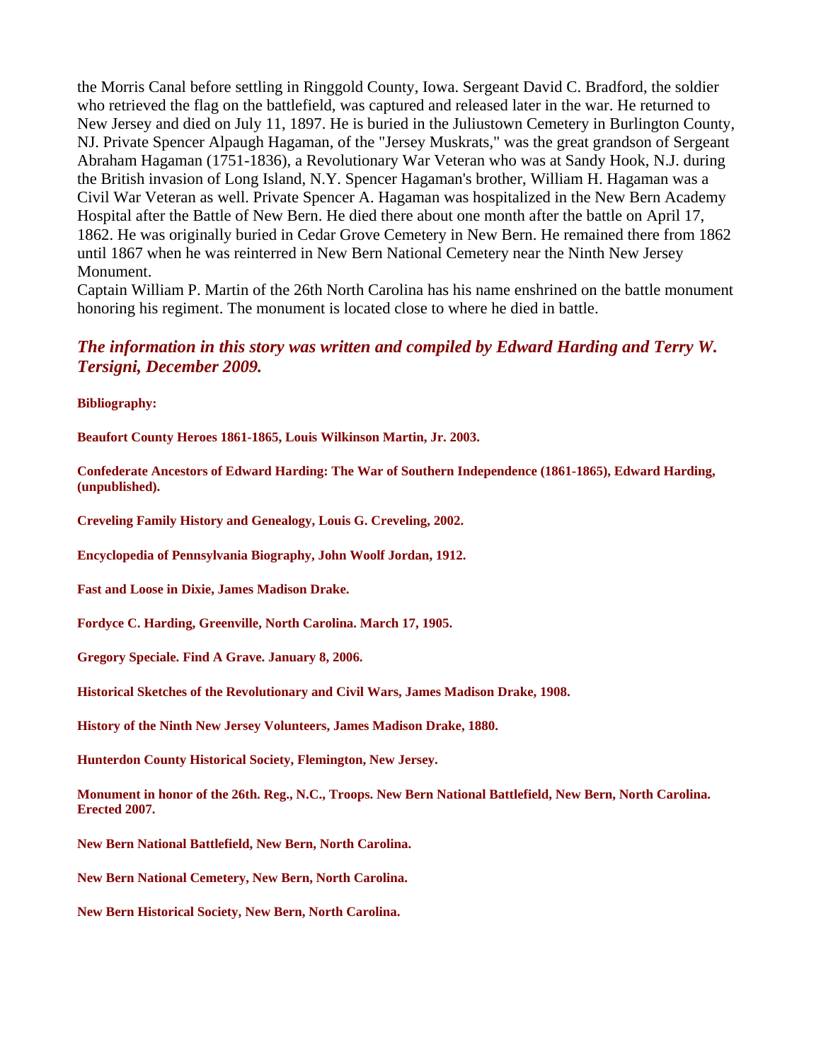the Morris Canal before settling in Ringgold County, Iowa. Sergeant David C. Bradford, the soldier who retrieved the flag on the battlefield, was captured and released later in the war. He returned to New Jersey and died on July 11, 1897. He is buried in the Juliustown Cemetery in Burlington County, NJ. Private Spencer Alpaugh Hagaman, of the "Jersey Muskrats," was the great grandson of Sergeant Abraham Hagaman (1751-1836), a Revolutionary War Veteran who was at Sandy Hook, N.J. during the British invasion of Long Island, N.Y. Spencer Hagaman's brother, William H. Hagaman was a Civil War Veteran as well. Private Spencer A. Hagaman was hospitalized in the New Bern Academy Hospital after the Battle of New Bern. He died there about one month after the battle on April 17, 1862. He was originally buried in Cedar Grove Cemetery in New Bern. He remained there from 1862 until 1867 when he was reinterred in New Bern National Cemetery near the Ninth New Jersey Monument.

Captain William P. Martin of the 26th North Carolina has his name enshrined on the battle monument honoring his regiment. The monument is located close to where he died in battle.

***The information in this story was written and compiled by Edward Harding and Terry W. Tersigni, December 2009.***

**Bibliography:**

**Beaufort County Heroes 1861-1865, Louis Wilkinson Martin, Jr. 2003.**

**Confederate Ancestors of Edward Harding: The War of Southern Independence (1861-1865), Edward Harding, (unpublished).**

**Creveling Family History and Genealogy, Louis G. Creveling, 2002.**

**Encyclopedia of Pennsylvania Biography, John Woolf Jordan, 1912.**

**Fast and Loose in Dixie, James Madison Drake.**

**Fordyce C. Harding, Greenville, North Carolina. March 17, 1905.**

**Gregory Speciale. Find A Grave. January 8, 2006.**

**Historical Sketches of the Revolutionary and Civil Wars, James Madison Drake, 1908.**

**History of the Ninth New Jersey Volunteers, James Madison Drake, 1880.**

**Hunterdon County Historical Society, Flemington, New Jersey.**

**Monument in honor of the 26th. Reg., N.C., Troops. New Bern National Battlefield, New Bern, North Carolina. Erected 2007.**

**New Bern National Battlefield, New Bern, North Carolina.**

**New Bern National Cemetery, New Bern, North Carolina.**

**New Bern Historical Society, New Bern, North Carolina.**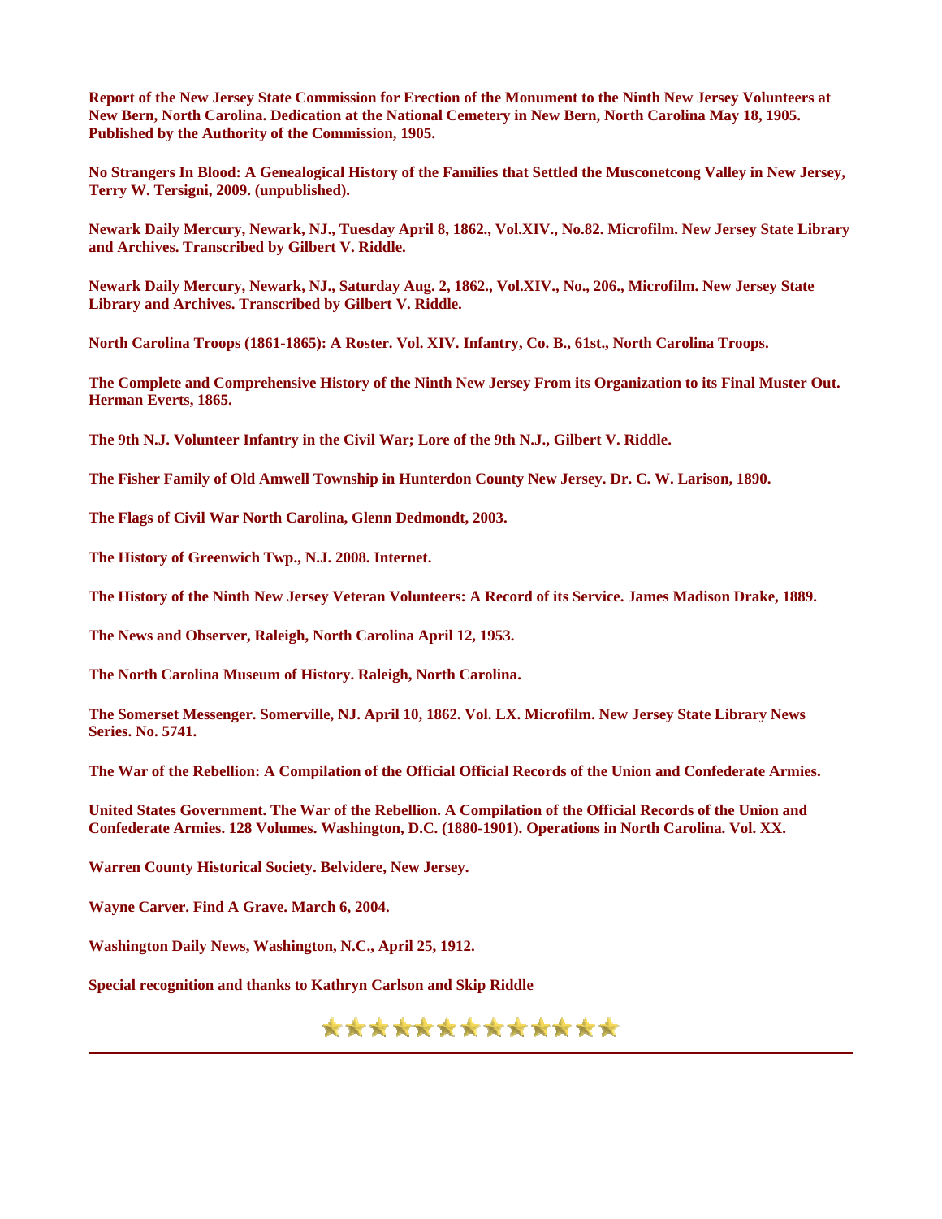**Report of the New Jersey State Commission for Erection of the Monument to the Ninth New Jersey Volunteers at New Bern, North Carolina. Dedication at the National Cemetery in New Bern, North Carolina May 18, 1905. Published by the Authority of the Commission, 1905.**

**No Strangers In Blood: A Genealogical History of the Families that Settled the Musconetcong Valley in New Jersey, Terry W. Tersigni, 2009. (unpublished).**

**Newark Daily Mercury, Newark, NJ., Tuesday April 8, 1862., Vol.XIV., No.82. Microfilm. New Jersey State Library and Archives. Transcribed by Gilbert V. Riddle.**

**Newark Daily Mercury, Newark, NJ., Saturday Aug. 2, 1862., Vol.XIV., No., 206., Microfilm. New Jersey State Library and Archives. Transcribed by Gilbert V. Riddle.**

**North Carolina Troops (1861-1865): A Roster. Vol. XIV. Infantry, Co. B., 61st., North Carolina Troops.**

**The Complete and Comprehensive History of the Ninth New Jersey From its Organization to its Final Muster Out. Herman Everts, 1865.**

**The 9th N.J. Volunteer Infantry in the Civil War; Lore of the 9th N.J., Gilbert V. Riddle.**

**The Fisher Family of Old Amwell Township in Hunterdon County New Jersey. Dr. C. W. Larison, 1890.**

**The Flags of Civil War North Carolina, Glenn Dedmondt, 2003.**

**The History of Greenwich Twp., N.J. 2008. Internet.**

**The History of the Ninth New Jersey Veteran Volunteers: A Record of its Service. James Madison Drake, 1889.**

**The News and Observer, Raleigh, North Carolina April 12, 1953.**

**The North Carolina Museum of History. Raleigh, North Carolina.**

**The Somerset Messenger. Somerville, NJ. April 10, 1862. Vol. LX. Microfilm. New Jersey State Library News Series. No. 5741.**

**The War of the Rebellion: A Compilation of the Official Official Records of the Union and Confederate Armies.**

**United States Government. The War of the Rebellion. A Compilation of the Official Records of the Union and Confederate Armies. 128 Volumes. Washington, D.C. (1880-1901). Operations in North Carolina. Vol. XX.**

**Warren County Historical Society. Belvidere, New Jersey.**

**Wayne Carver. Find A Grave. March 6, 2004.**

**Washington Daily News, Washington, N.C., April 25, 1912.**

**Special recognition and thanks to Kathryn Carlson and Skip Riddle**

---